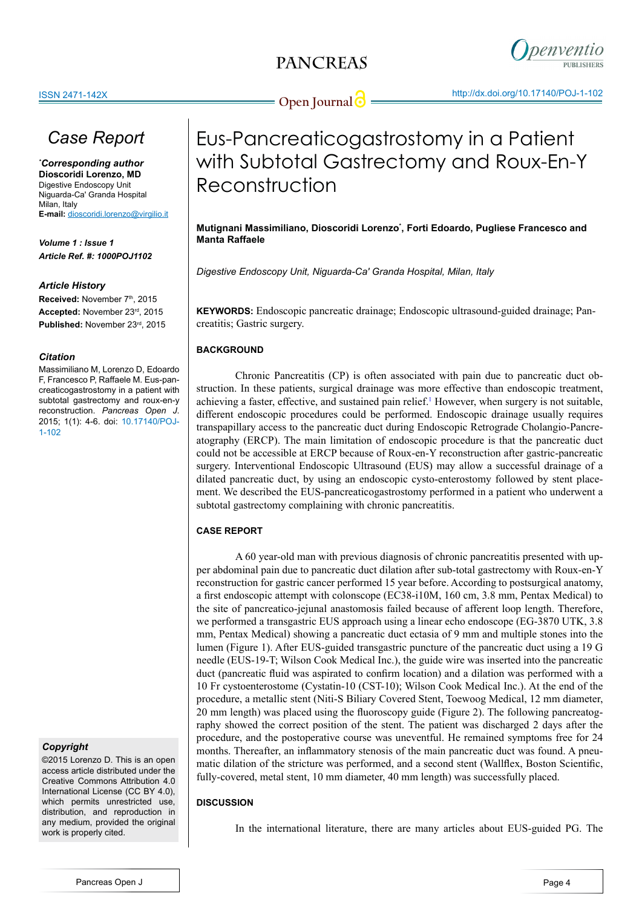# Case Report

***Corresponding author**
**Dioscoridi Lorenzo, MD**
Digestive Endoscopy Unit
Niguarda-Ca' Granda Hospital
Milan, Italy
**E-mail:** dioscoridi.lorenzo@virgilio.it

***Volume 1 : Issue 1***
***Article Ref. #: 1000POJ1102***

### *Article History*

**Received:** November 7th, 2015
**Accepted:** November 23rd, 2015
**Published:** November 23rd, 2015

### *Citation*

Massimiliano M, Lorenzo D, Edoardo F, Francesco P, Raffaele M. Eus-pancreaticogastrostomy in a patient with subtotal gastrectomy and roux-en-y reconstruction. *Pancreas Open J*. 2015; 1(1): 4-6. doi: 10.17140/POJ-1-102

### *Copyright*

©2015 Lorenzo D. This is an open access article distributed under the Creative Commons Attribution 4.0 International License (CC BY 4.0), which permits unrestricted use, distribution, and reproduction in any medium, provided the original work is properly cited.

# Eus-Pancreaticogastrostomy in a Patient with Subtotal Gastrectomy and Roux-En-Y Reconstruction

**Mutignani Massimiliano, Dioscoridi Lorenzo*, Forti Edoardo, Pugliese Francesco and Manta Raffaele**

*Digestive Endoscopy Unit, Niguarda-Ca' Granda Hospital, Milan, Italy*

**KEYWORDS:** Endoscopic pancreatic drainage; Endoscopic ultrasound-guided drainage; Pancreatitis; Gastric surgery.

## BACKGROUND

Chronic Pancreatitis (CP) is often associated with pain due to pancreatic duct obstruction. In these patients, surgical drainage was more effective than endoscopic treatment, achieving a faster, effective, and sustained pain relief.[1] However, when surgery is not suitable, different endoscopic procedures could be performed. Endoscopic drainage usually requires transpapillary access to the pancreatic duct during Endoscopic Retrograde Cholangio-Pancreatography (ERCP). The main limitation of endoscopic procedure is that the pancreatic duct could not be accessible at ERCP because of Roux-en-Y reconstruction after gastric-pancreatic surgery. Interventional Endoscopic Ultrasound (EUS) may allow a successful drainage of a dilated pancreatic duct, by using an endoscopic cysto-enterostomy followed by stent placement. We described the EUS-pancreaticogastrostomy performed in a patient who underwent a subtotal gastrectomy complaining with chronic pancreatitis.

## CASE REPORT

A 60 year-old man with previous diagnosis of chronic pancreatitis presented with upper abdominal pain due to pancreatic duct dilation after sub-total gastrectomy with Roux-en-Y reconstruction for gastric cancer performed 15 year before. According to postsurgical anatomy, a first endoscopic attempt with colonscope (EC38-i10M, 160 cm, 3.8 mm, Pentax Medical) to the site of pancreatico-jejunal anastomosis failed because of afferent loop length. Therefore, we performed a transgastric EUS approach using a linear echo endoscope (EG-3870 UTK, 3.8 mm, Pentax Medical) showing a pancreatic duct ectasia of 9 mm and multiple stones into the lumen (Figure 1). After EUS-guided transgastric puncture of the pancreatic duct using a 19 G needle (EUS-19-T; Wilson Cook Medical Inc.), the guide wire was inserted into the pancreatic duct (pancreatic fluid was aspirated to confirm location) and a dilation was performed with a 10 Fr cystoenterostome (Cystatin-10 (CST-10); Wilson Cook Medical Inc.). At the end of the procedure, a metallic stent (Niti-S Biliary Covered Stent, Toewoog Medical, 12 mm diameter, 20 mm length) was placed using the fluoroscopy guide (Figure 2). The following pancreatography showed the correct position of the stent. The patient was discharged 2 days after the procedure, and the postoperative course was uneventful. He remained symptoms free for 24 months. Thereafter, an inflammatory stenosis of the main pancreatic duct was found. A pneumatic dilation of the stricture was performed, and a second stent (Wallflex, Boston Scientific, fully-covered, metal stent, 10 mm diameter, 40 mm length) was successfully placed.

## DISCUSSION

In the international literature, there are many articles about EUS-guided PG. The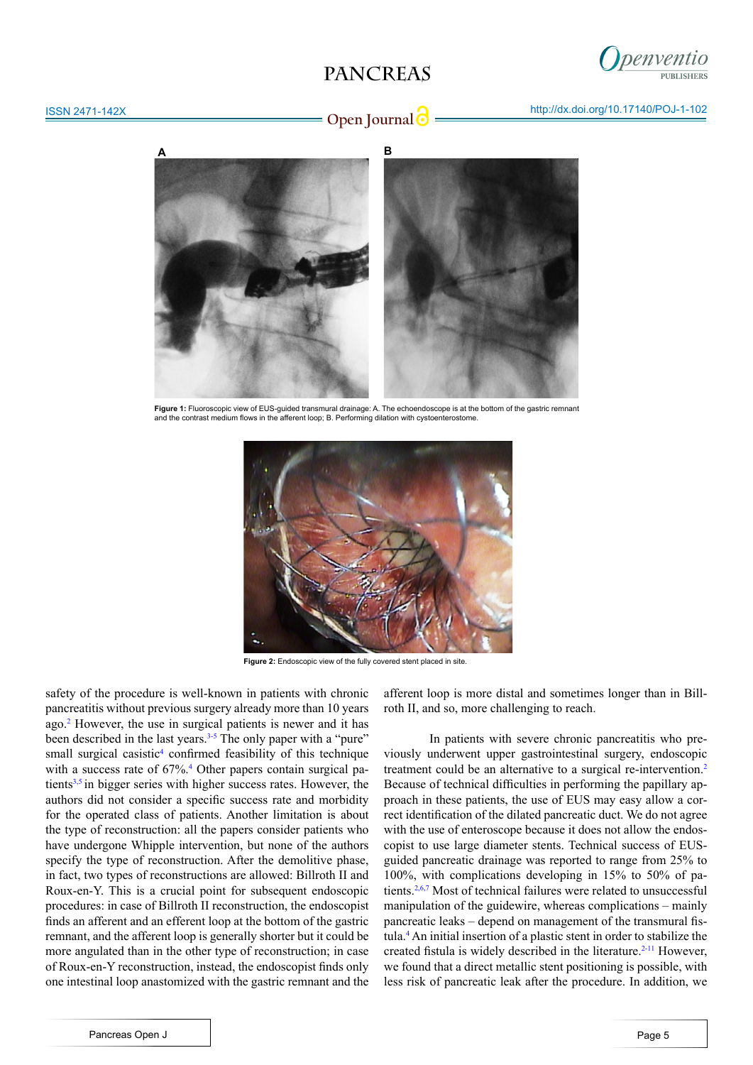Figure 1: Fluoroscopic view of EUS-guided transmural drainage: A. The echoendoscope is at the bottom of the gastric remnant and the contrast medium flows in the afferent loop; B. Performing dilation with cystoenterostome.

Figure 2: Endoscopic view of the fully covered stent placed in site.

safety of the procedure is well-known in patients with chronic pancreatitis without previous surgery already more than 10 years ago.[2] However, the use in surgical patients is newer and it has been described in the last years.[3-5] The only paper with a "pure" small surgical casistic[4] confirmed feasibility of this technique with a success rate of 67%.[4] Other papers contain surgical patients[3,5] in bigger series with higher success rates. However, the authors did not consider a specific success rate and morbidity for the operated class of patients. Another limitation is about the type of reconstruction: all the papers consider patients who have undergone Whipple intervention, but none of the authors specify the type of reconstruction. After the demolitive phase, in fact, two types of reconstructions are allowed: Billroth II and Roux-en-Y. This is a crucial point for subsequent endoscopic procedures: in case of Billroth II reconstruction, the endoscopist finds an afferent and an efferent loop at the bottom of the gastric remnant, and the afferent loop is generally shorter but it could be more angulated than in the other type of reconstruction; in case of Roux-en-Y reconstruction, instead, the endoscopist finds only one intestinal loop anastomized with the gastric remnant and the afferent loop is more distal and sometimes longer than in Billroth II, and so, more challenging to reach.

In patients with severe chronic pancreatitis who previously underwent upper gastrointestinal surgery, endoscopic treatment could be an alternative to a surgical re-intervention.[2] Because of technical difficulties in performing the papillary approach in these patients, the use of EUS may easy allow a correct identification of the dilated pancreatic duct. We do not agree with the use of enteroscope because it does not allow the endoscopist to use large diameter stents. Technical success of EUS-guided pancreatic drainage was reported to range from 25% to 100%, with complications developing in 15% to 50% of patients.[2,6,7] Most of technical failures were related to unsuccessful manipulation of the guidewire, whereas complications – mainly pancreatic leaks – depend on management of the transmural fistula.[4] An initial insertion of a plastic stent in order to stabilize the created fistula is widely described in the literature.[2-11] However, we found that a direct metallic stent positioning is possible, with less risk of pancreatic leak after the procedure. In addition, we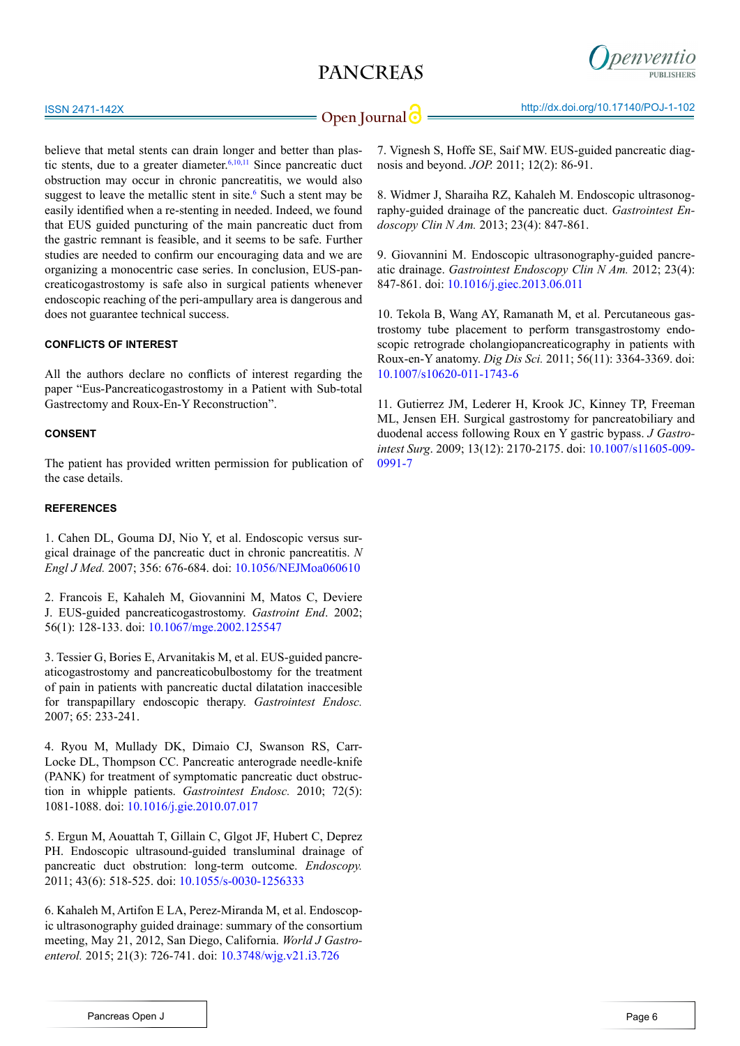believe that metal stents can drain longer and better than plastic stents, due to a greater diameter.[6,10,11] Since pancreatic duct obstruction may occur in chronic pancreatitis, we would also suggest to leave the metallic stent in site.[6] Such a stent may be easily identified when a re-stenting in needed. Indeed, we found that EUS guided puncturing of the main pancreatic duct from the gastric remnant is feasible, and it seems to be safe. Further studies are needed to confirm our encouraging data and we are organizing a monocentric case series. In conclusion, EUS-pancreaticogastrostomy is safe also in surgical patients whenever endoscopic reaching of the peri-ampullary area is dangerous and does not guarantee technical success.

## CONFLICTS OF INTEREST

All the authors declare no conflicts of interest regarding the paper "Eus-Pancreaticogastrostomy in a Patient with Sub-total Gastrectomy and Roux-En-Y Reconstruction".

## CONSENT

The patient has provided written permission for publication of the case details.

## REFERENCES

1. Cahen DL, Gouma DJ, Nio Y, et al. Endoscopic versus surgical drainage of the pancreatic duct in chronic pancreatitis. *N Engl J Med.* 2007; 356: 676-684. doi: 10.1056/NEJMoa060610

2. Francois E, Kahaleh M, Giovannini M, Matos C, Deviere J. EUS-guided pancreaticogastrostomy. *Gastroint End*. 2002; 56(1): 128-133. doi: 10.1067/mge.2002.125547

3. Tessier G, Bories E, Arvanitakis M, et al. EUS-guided pancreaticogastrostomy and pancreaticobulbostomy for the treatment of pain in patients with pancreatic ductal dilatation inaccesible for transpapillary endoscopic therapy. *Gastrointest Endosc.* 2007; 65: 233-241.

4. Ryou M, Mullady DK, Dimaio CJ, Swanson RS, Carr-Locke DL, Thompson CC. Pancreatic anterograde needle-knife (PANK) for treatment of symptomatic pancreatic duct obstruction in whipple patients. *Gastrointest Endosc.* 2010; 72(5): 1081-1088. doi: 10.1016/j.gie.2010.07.017

5. Ergun M, Aouattah T, Gillain C, Glgot JF, Hubert C, Deprez PH. Endoscopic ultrasound-guided transluminal drainage of pancreatic duct obstrution: long-term outcome. *Endoscopy.* 2011; 43(6): 518-525. doi: 10.1055/s-0030-1256333

6. Kahaleh M, Artifon E LA, Perez-Miranda M, et al. Endoscopic ultrasonography guided drainage: summary of the consortium meeting, May 21, 2012, San Diego, California. *World J Gastroenterol.* 2015; 21(3): 726-741. doi: 10.3748/wjg.v21.i3.726

7. Vignesh S, Hoffe SE, Saif MW. EUS-guided pancreatic diagnosis and beyond. *JOP.* 2011; 12(2): 86-91.

8. Widmer J, Sharaiha RZ, Kahaleh M. Endoscopic ultrasonography-guided drainage of the pancreatic duct. *Gastrointest Endoscopy Clin N Am.* 2013; 23(4): 847-861.

9. Giovannini M. Endoscopic ultrasonography-guided pancreatic drainage. *Gastrointest Endoscopy Clin N Am.* 2012; 23(4): 847-861. doi: 10.1016/j.giec.2013.06.011

10. Tekola B, Wang AY, Ramanath M, et al. Percutaneous gastrostomy tube placement to perform transgastrostomy endoscopic retrograde cholangiopancreaticography in patients with Roux-en-Y anatomy. *Dig Dis Sci.* 2011; 56(11): 3364-3369. doi: 10.1007/s10620-011-1743-6

11. Gutierrez JM, Lederer H, Krook JC, Kinney TP, Freeman ML, Jensen EH. Surgical gastrostomy for pancreatobiliary and duodenal access following Roux en Y gastric bypass. *J Gastrointest Surg*. 2009; 13(12): 2170-2175. doi: 10.1007/s11605-009-0991-7